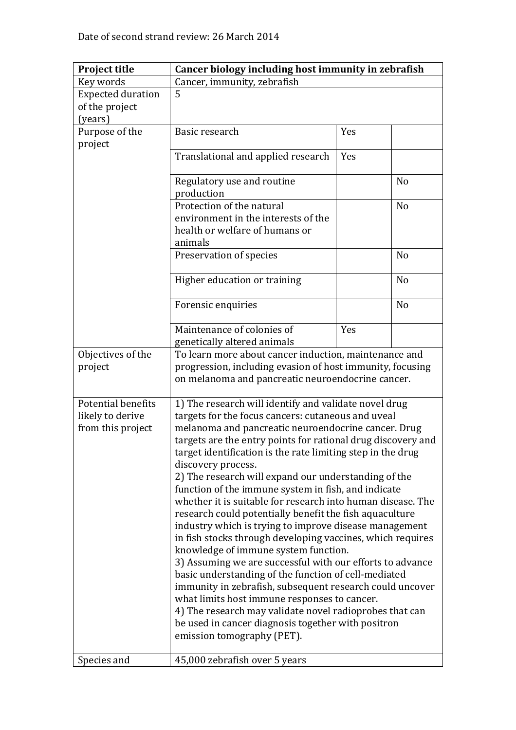Date of second strand review: 26 March 2014

| **Project title** | **Cancer biology including host immunity in zebrafish** | | |
|---|---|---|---|
| Key words | Cancer, immunity, zebrafish | | |
| Expected duration of the project (years) | 5 | | |
| Purpose of the project | Basic research | Yes | |
| | Translational and applied research | Yes | |
| | Regulatory use and routine production | | No |
| | Protection of the natural environment in the interests of the health or welfare of humans or animals | | No |
| | Preservation of species | | No |
| | Higher education or training | | No |
| | Forensic enquiries | | No |
| | Maintenance of colonies of genetically altered animals | Yes | |
| Objectives of the project | To learn more about cancer induction, maintenance and progression, including evasion of host immunity, focusing on melanoma and pancreatic neuroendocrine cancer. | | |
| Potential benefits likely to derive from this project | 1) The research will identify and validate novel drug targets for the focus cancers: cutaneous and uveal melanoma and pancreatic neuroendocrine cancer. Drug targets are the entry points for rational drug discovery and target identification is the rate limiting step in the drug discovery process.<br>2) The research will expand our understanding of the function of the immune system in fish, and indicate whether it is suitable for research into human disease. The research could potentially benefit the fish aquaculture industry which is trying to improve disease management in fish stocks through developing vaccines, which requires knowledge of immune system function.<br>3) Assuming we are successful with our efforts to advance basic understanding of the function of cell-mediated immunity in zebrafish, subsequent research could uncover what limits host immune responses to cancer.<br>4) The research may validate novel radioprobes that can be used in cancer diagnosis together with positron emission tomography (PET). | | |
| Species and | 45,000 zebrafish over 5 years | | |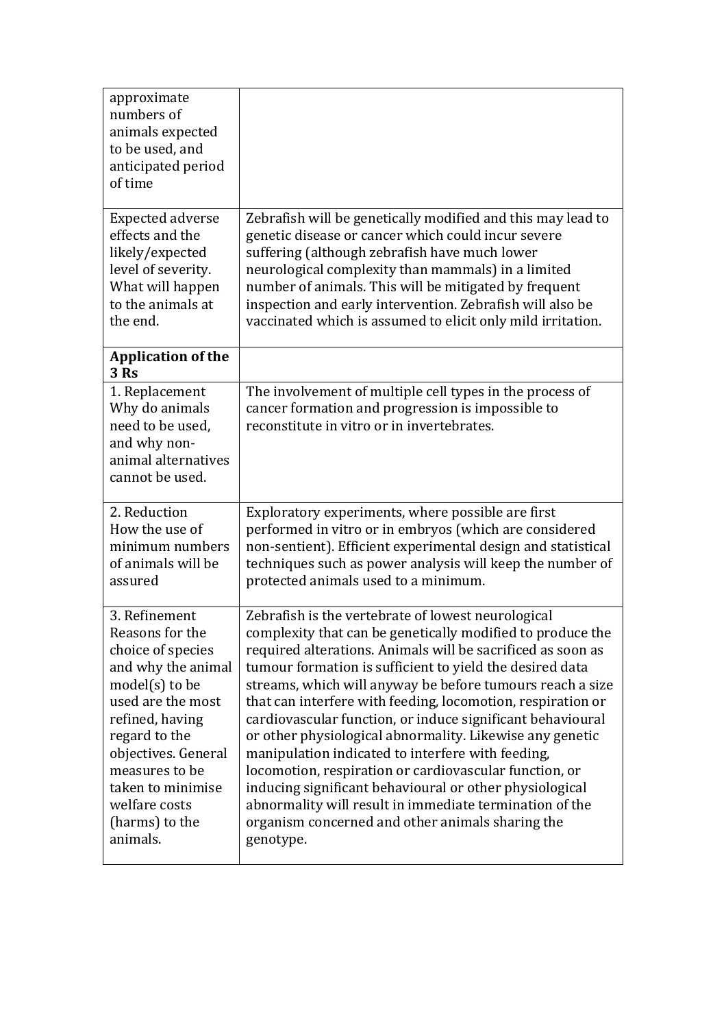| | |
|---|---|
| approximate numbers of animals expected to be used, and anticipated period of time | |
| Expected adverse effects and the likely/expected level of severity. What will happen to the animals at the end. | Zebrafish will be genetically modified and this may lead to genetic disease or cancer which could incur severe suffering (although zebrafish have much lower neurological complexity than mammals) in a limited number of animals. This will be mitigated by frequent inspection and early intervention. Zebrafish will also be vaccinated which is assumed to elicit only mild irritation. |
| **Application of the 3 Rs** | |
| 1. Replacement<br>Why do animals need to be used, and why non-animal alternatives cannot be used. | The involvement of multiple cell types in the process of cancer formation and progression is impossible to reconstitute in vitro or in invertebrates. |
| 2. Reduction<br>How the use of minimum numbers of animals will be assured | Exploratory experiments, where possible are first performed in vitro or in embryos (which are considered non-sentient). Efficient experimental design and statistical techniques such as power analysis will keep the number of protected animals used to a minimum. |
| 3. Refinement<br>Reasons for the choice of species and why the animal model(s) to be used are the most refined, having regard to the objectives. General measures to be taken to minimise welfare costs (harms) to the animals. | Zebrafish is the vertebrate of lowest neurological complexity that can be genetically modified to produce the required alterations. Animals will be sacrificed as soon as tumour formation is sufficient to yield the desired data streams, which will anyway be before tumours reach a size that can interfere with feeding, locomotion, respiration or cardiovascular function, or induce significant behavioural or other physiological abnormality. Likewise any genetic manipulation indicated to interfere with feeding, locomotion, respiration or cardiovascular function, or inducing significant behavioural or other physiological abnormality will result in immediate termination of the organism concerned and other animals sharing the genotype. |